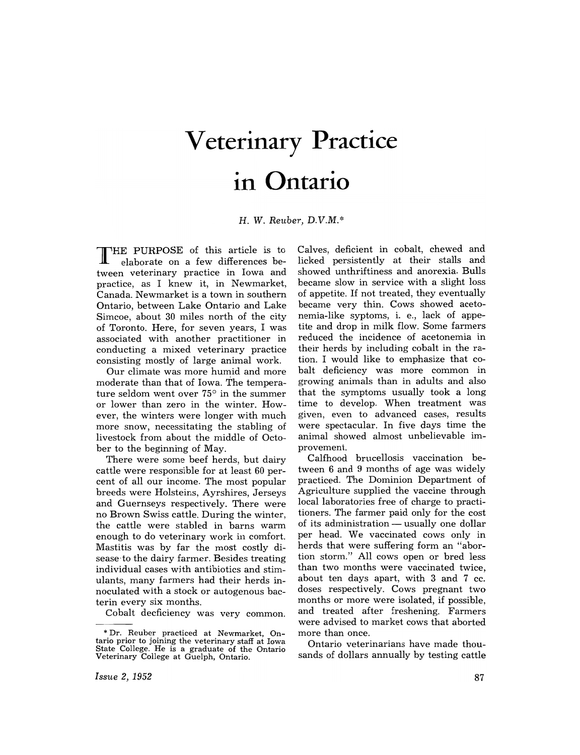# Veterinary Practice in Ontario

*H. W. Reuber, D.V.M.**

THE PURPOSE of this article is to elaborate on a few differences between veterinary practice in Iowa and practice, as I knew it, in Newmarket, Canada. Newmarket is a town in southern Ontario, between Lake Ontario and Lake Simcoe, about 30 miles north of the city of Toronto. Here, for seven years, I was associated with another practitioner in conducting a mixed veterinary practice consisting mostly of large animal work.

Our climate was more humid and more moderate than that of Iowa. The temperature seldom went over 75° in the summer or lower than zero in the winter. However, the winters were longer with much more snow, necessitating the stabling of livestock from about the middle of October to the beginning of May.

There were some beef herds, but dairy cattle were responsible for at least 60 percent of all our income. The most popular breeds were Holsteins, Ayrshires, Jerseys and Guernseys respectively. There were no Brown Swiss cattle. During the winter, the cattle were stabled in barns warm enough to do veterinary work in comfort. Mastitis was by far the most costly disease to the dairy farmer. Besides treating individual cases with antibiotics and stimulants, many farmers had their herds inoculated with a stock or autogenous bacterin every six months.

Cobalt decficiency was very common. Calves, deficient in cobalt, chewed and licked persistently at their stalls and showed unthriftiness and anorexia. Bulls became slow in service with a slight loss of appetite. If not treated, they eventually became very thin. Cows showed acetonemia-like syptoms, i. e., lack of appetite and drop in milk flow. Some farmers reduced the incidence of acetonemia in their herds by including cobalt in the ration. I would like to emphasize that cobalt deficiency was more common in growing animals than in adults and also that the symptoms usually took a long time to develop. When treatment was given, even to advanced cases, results were spectacular. In five days time the animal showed almost unbelievable improvement.

Calfhood brucellosis vaccination between 6 and 9 months of age was widely practiced. The Dominion Department of Agriculture supplied the vaccine through local laboratories free of charge to practitioners. The farmer paid only for the cost of its administration — usually one dollar per head. We vaccinated cows only in herds that were suffering form an "abortion storm." All cows open or bred less than two months were vaccinated twice, about ten days apart, with 3 and 7 cc. doses respectively. Cows pregnant two months or more were isolated, if possible, and treated after freshening. Farmers were advised to market cows that aborted more than once.

Ontario veterinarians have made thousands of dollars annually by testing cattle

---

* Dr. Reuber practiced at Newmarket, Ontario prior to joining the veterinary staff at Iowa State College. He is a graduate of the Ontario Veterinary College at Guelph, Ontario.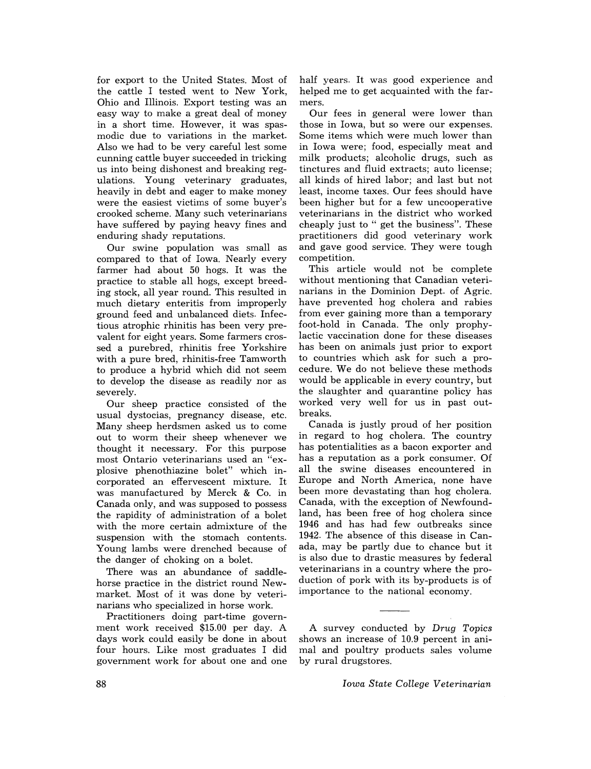for export to the United States. Most of the cattle I tested went to New York, Ohio and Illinois. Export testing was an easy way to make a great deal of money in a short time. However, it was spasmodic due to variations in the market. Also we had to be very careful lest some cunning cattle buyer succeeded in tricking us into being dishonest and breaking regulations. Young veterinary graduates, heavily in debt and eager to make money were the easiest victims of some buyer's crooked scheme. Many such veterinarians have suffered by paying heavy fines and enduring shady reputations.

Our swine population was small as compared to that of Iowa. Nearly every farmer had about 50 hogs. It was the practice to stable all hogs, except breeding stock, all year round. This resulted in much dietary enteritis from improperly ground feed and unbalanced diets. Infectious atrophic rhinitis has been very prevalent for eight years. Some farmers crossed a purebred, rhinitis free Yorkshire with a pure bred, rhinitis-free Tamworth to produce a hybrid which did not seem to develop the disease as readily nor as severely.

Our sheep practice consisted of the usual dystocias, pregnancy disease, etc. Many sheep herdsmen asked us to come out to worm their sheep whenever we thought it necessary. For this purpose most Ontario veterinarians used an "explosive phenothiazine bolet" which incorporated an effervescent mixture. It was manufactured by Merck & Co. in Canada only, and was supposed to possess the rapidity of administration of a bolet with the more certain admixture of the suspension with the stomach contents. Young lambs were drenched because of the danger of choking on a bolet.

There was an abundance of saddle-horse practice in the district round Newmarket. Most of it was done by veterinarians who specialized in horse work.

Practitioners doing part-time government work received $15.00 per day. A days work could easily be done in about four hours. Like most graduates I did government work for about one and one half years. It was good experience and helped me to get acquainted with the farmers.

Our fees in general were lower than those in Iowa, but so were our expenses. Some items which were much lower than in Iowa were; food, especially meat and milk products; alcoholic drugs, such as tinctures and fluid extracts; auto license; all kinds of hired labor; and last but not least, income taxes. Our fees should have been higher but for a few uncooperative veterinarians in the district who worked cheaply just to " get the business". These practitioners did good veterinary work and gave good service. They were tough competition.

This article would not be complete without mentioning that Canadian veterinarians in the Dominion Dept. of Agric. have prevented hog cholera and rabies from ever gaining more than a temporary foot-hold in Canada. The only prophylactic vaccination done for these diseases has been on animals just prior to export to countries which ask for such a procedure. We do not believe these methods would be applicable in every country, but the slaughter and quarantine policy has worked very well for us in past outbreaks.

Canada is justly proud of her position in regard to hog cholera. The country has potentialities as a bacon exporter and has a reputation as a pork consumer. Of all the swine diseases encountered in Europe and North America, none have been more devastating than hog cholera. Canada, with the exception of Newfoundland, has been free of hog cholera since 1946 and has had few outbreaks since 1942. The absence of this disease in Canada, may be partly due to chance but it is also due to drastic measures by federal veterinarians in a country where the production of pork with its by-products is of importance to the national economy.

---

A survey conducted by *Drug Topics* shows an increase of 10.9 percent in animal and poultry products sales volume by rural drugstores.